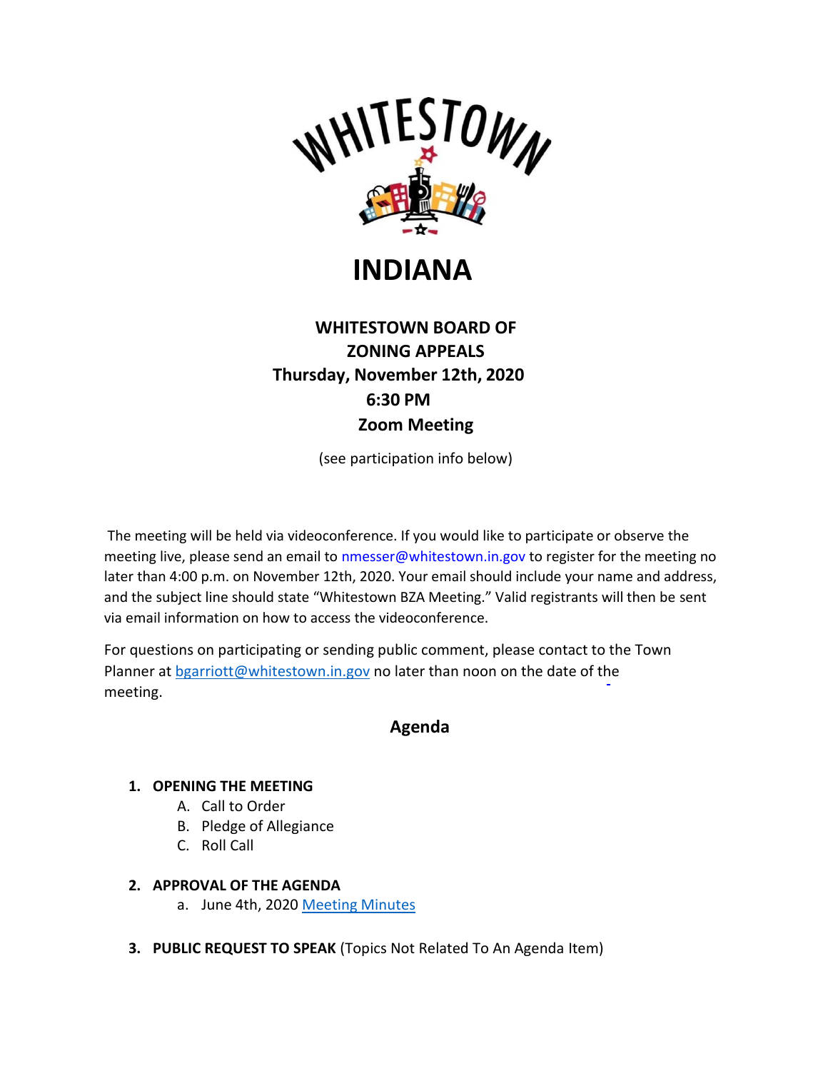# WHITESTOWN

# INDIANA

## WHITESTOWN BOARD OF ZONING APPEALS

**Thursday, November 12th, 2020**

**6:30 PM**

**Zoom Meeting**

(see participation info below)

The meeting will be held via videoconference. If you would like to participate or observe the meeting live, please send an email to nmesser@whitestown.in.gov to register for the meeting no later than 4:00 p.m. on November 12th, 2020. Your email should include your name and address, and the subject line should state "Whitestown BZA Meeting." Valid registrants will then be sent via email information on how to access the videoconference.

For questions on participating or sending public comment, please contact to the Town Planner at bgarriott@whitestown.in.gov no later than noon on the date of the meeting.

## Agenda

1. **OPENING THE MEETING**
   - A. Call to Order
   - B. Pledge of Allegiance
   - C. Roll Call

2. **APPROVAL OF THE AGENDA**
   - a. June 4th, 2020 Meeting Minutes

3. **PUBLIC REQUEST TO SPEAK** (Topics Not Related To An Agenda Item)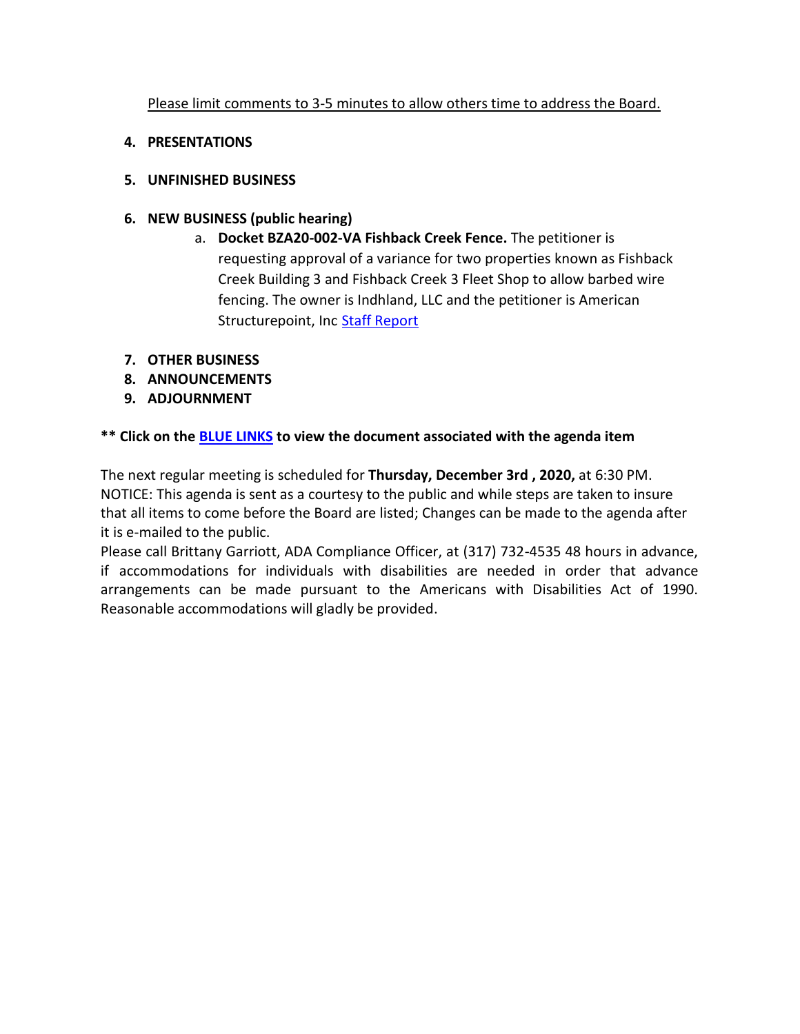Please limit comments to 3-5 minutes to allow others time to address the Board.

4. **PRESENTATIONS**

5. **UNFINISHED BUSINESS**

6. **NEW BUSINESS (public hearing)**
   a. **Docket BZA20-002-VA Fishback Creek Fence.** The petitioner is requesting approval of a variance for two properties known as Fishback Creek Building 3 and Fishback Creek 3 Fleet Shop to allow barbed wire fencing. The owner is Indhland, LLC and the petitioner is American Structurepoint, Inc Staff Report

7. **OTHER BUSINESS**
8. **ANNOUNCEMENTS**
9. **ADJOURNMENT**

**** Click on the BLUE LINKS to view the document associated with the agenda item**

The next regular meeting is scheduled for **Thursday, December 3rd , 2020,** at 6:30 PM.
NOTICE: This agenda is sent as a courtesy to the public and while steps are taken to insure that all items to come before the Board are listed; Changes can be made to the agenda after it is e-mailed to the public.
Please call Brittany Garriott, ADA Compliance Officer, at (317) 732-4535 48 hours in advance, if accommodations for individuals with disabilities are needed in order that advance arrangements can be made pursuant to the Americans with Disabilities Act of 1990. Reasonable accommodations will gladly be provided.